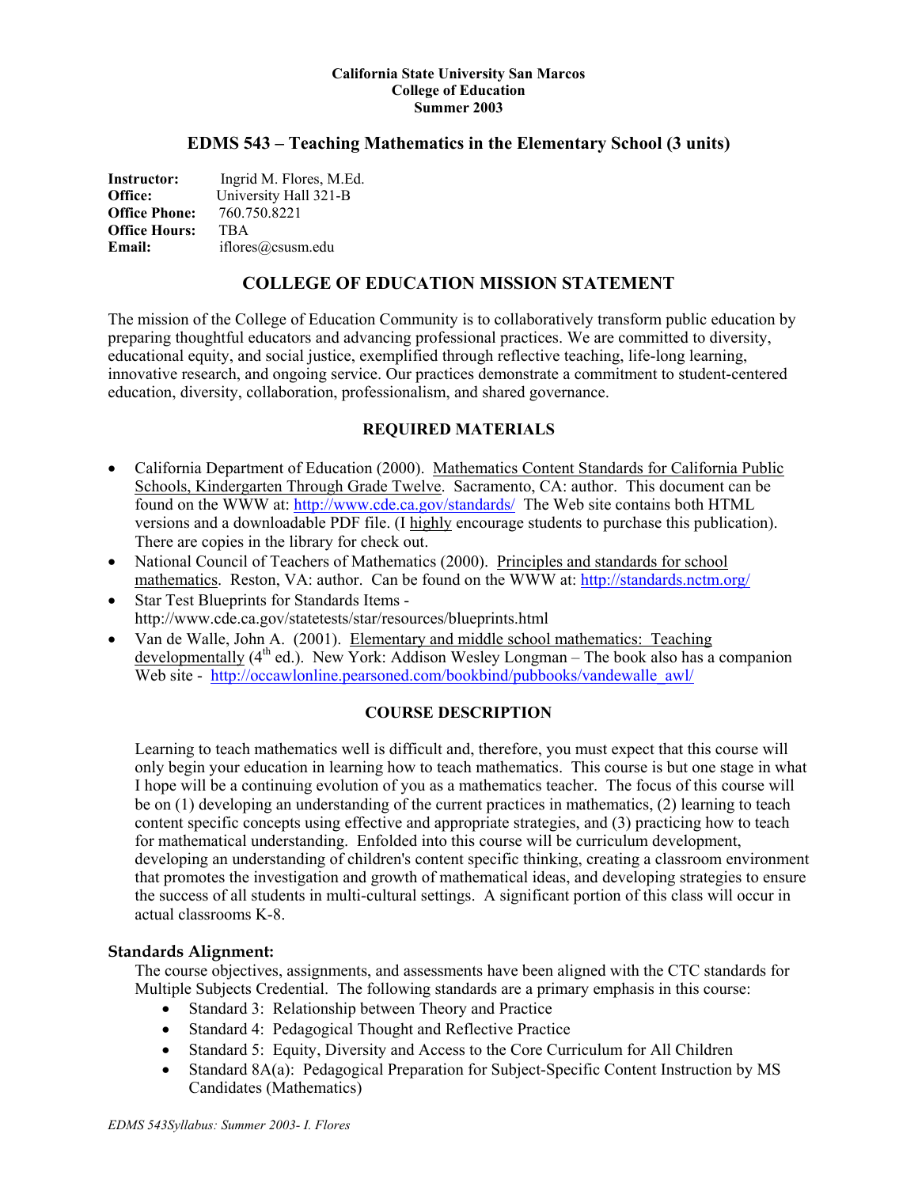**California State University San Marcos**
**College of Education**
**Summer 2003**

## EDMS 543 – Teaching Mathematics in the Elementary School (3 units)

**Instructor:** Ingrid M. Flores, M.Ed.
**Office:** University Hall 321-B
**Office Phone:** 760.750.8221
**Office Hours:** TBA
**Email:** iflores@csusm.edu

## COLLEGE OF EDUCATION MISSION STATEMENT

The mission of the College of Education Community is to collaboratively transform public education by preparing thoughtful educators and advancing professional practices. We are committed to diversity, educational equity, and social justice, exemplified through reflective teaching, life-long learning, innovative research, and ongoing service. Our practices demonstrate a commitment to student-centered education, diversity, collaboration, professionalism, and shared governance.

## REQUIRED MATERIALS

- California Department of Education (2000). Mathematics Content Standards for California Public Schools, Kindergarten Through Grade Twelve. Sacramento, CA: author. This document can be found on the WWW at: http://www.cde.ca.gov/standards/ The Web site contains both HTML versions and a downloadable PDF file. (I highly encourage students to purchase this publication). There are copies in the library for check out.
- National Council of Teachers of Mathematics (2000). Principles and standards for school mathematics. Reston, VA: author. Can be found on the WWW at: http://standards.nctm.org/
- Star Test Blueprints for Standards Items - http://www.cde.ca.gov/statetests/star/resources/blueprints.html
- Van de Walle, John A. (2001). Elementary and middle school mathematics: Teaching developmentally (4th ed.). New York: Addison Wesley Longman – The book also has a companion Web site - http://occawlonline.pearsoned.com/bookbind/pubbooks/vandewalle_awl/

## COURSE DESCRIPTION

Learning to teach mathematics well is difficult and, therefore, you must expect that this course will only begin your education in learning how to teach mathematics. This course is but one stage in what I hope will be a continuing evolution of you as a mathematics teacher. The focus of this course will be on (1) developing an understanding of the current practices in mathematics, (2) learning to teach content specific concepts using effective and appropriate strategies, and (3) practicing how to teach for mathematical understanding. Enfolded into this course will be curriculum development, developing an understanding of children's content specific thinking, creating a classroom environment that promotes the investigation and growth of mathematical ideas, and developing strategies to ensure the success of all students in multi-cultural settings. A significant portion of this class will occur in actual classrooms K-8.

### Standards Alignment:

The course objectives, assignments, and assessments have been aligned with the CTC standards for Multiple Subjects Credential. The following standards are a primary emphasis in this course:

- Standard 3: Relationship between Theory and Practice
- Standard 4: Pedagogical Thought and Reflective Practice
- Standard 5: Equity, Diversity and Access to the Core Curriculum for All Children
- Standard 8A(a): Pedagogical Preparation for Subject-Specific Content Instruction by MS Candidates (Mathematics)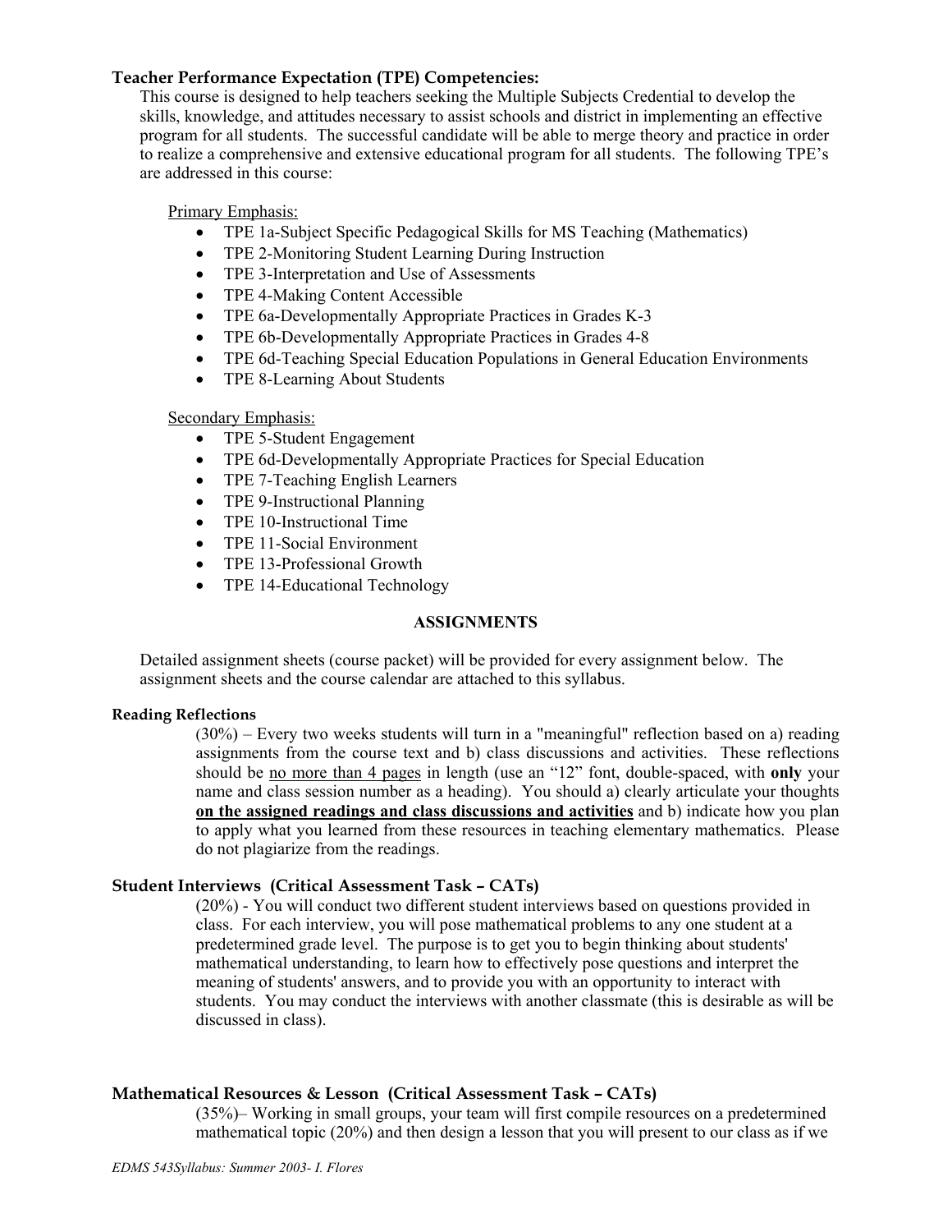### Teacher Performance Expectation (TPE) Competencies:

This course is designed to help teachers seeking the Multiple Subjects Credential to develop the skills, knowledge, and attitudes necessary to assist schools and district in implementing an effective program for all students. The successful candidate will be able to merge theory and practice in order to realize a comprehensive and extensive educational program for all students. The following TPE's are addressed in this course:

Primary Emphasis:

- TPE 1a-Subject Specific Pedagogical Skills for MS Teaching (Mathematics)
- TPE 2-Monitoring Student Learning During Instruction
- TPE 3-Interpretation and Use of Assessments
- TPE 4-Making Content Accessible
- TPE 6a-Developmentally Appropriate Practices in Grades K-3
- TPE 6b-Developmentally Appropriate Practices in Grades 4-8
- TPE 6d-Teaching Special Education Populations in General Education Environments
- TPE 8-Learning About Students

Secondary Emphasis:

- TPE 5-Student Engagement
- TPE 6d-Developmentally Appropriate Practices for Special Education
- TPE 7-Teaching English Learners
- TPE 9-Instructional Planning
- TPE 10-Instructional Time
- TPE 11-Social Environment
- TPE 13-Professional Growth
- TPE 14-Educational Technology

## ASSIGNMENTS

Detailed assignment sheets (course packet) will be provided for every assignment below. The assignment sheets and the course calendar are attached to this syllabus.

#### Reading Reflections

(30%) – Every two weeks students will turn in a "meaningful" reflection based on a) reading assignments from the course text and b) class discussions and activities. These reflections should be no more than 4 pages in length (use an "12" font, double-spaced, with **only** your name and class session number as a heading). You should a) clearly articulate your thoughts **on the assigned readings and class discussions and activities** and b) indicate how you plan to apply what you learned from these resources in teaching elementary mathematics. Please do not plagiarize from the readings.

#### Student Interviews (Critical Assessment Task – CATs)

(20%) - You will conduct two different student interviews based on questions provided in class. For each interview, you will pose mathematical problems to any one student at a predetermined grade level. The purpose is to get you to begin thinking about students' mathematical understanding, to learn how to effectively pose questions and interpret the meaning of students' answers, and to provide you with an opportunity to interact with students. You may conduct the interviews with another classmate (this is desirable as will be discussed in class).

#### Mathematical Resources & Lesson (Critical Assessment Task – CATs)

(35%)– Working in small groups, your team will first compile resources on a predetermined mathematical topic (20%) and then design a lesson that you will present to our class as if we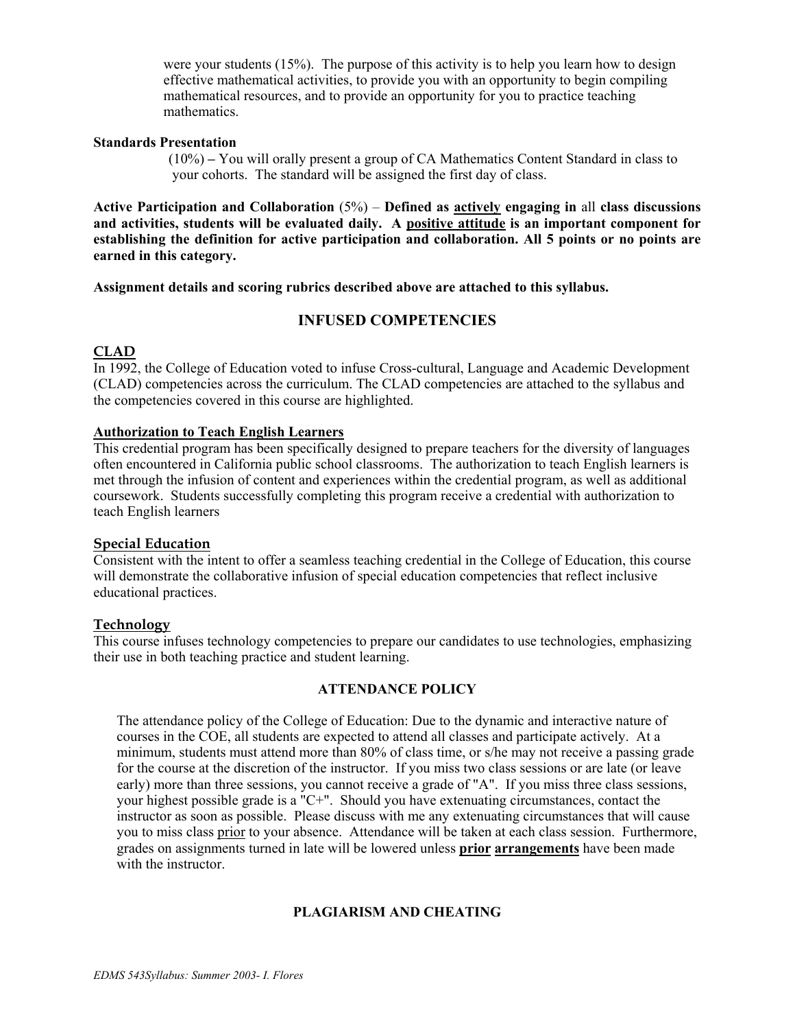were your students (15%). The purpose of this activity is to help you learn how to design effective mathematical activities, to provide you with an opportunity to begin compiling mathematical resources, and to provide an opportunity for you to practice teaching mathematics.

**Standards Presentation**

(10%) – You will orally present a group of CA Mathematics Content Standard in class to your cohorts. The standard will be assigned the first day of class.

**Active Participation and Collaboration** (5%) – **Defined as <u>actively</u> engaging in** all **class discussions and activities, students will be evaluated daily. A <u>positive attitude</u> is an important component for establishing the definition for active participation and collaboration. All 5 points or no points are earned in this category.**

**Assignment details and scoring rubrics described above are attached to this syllabus.**

## INFUSED COMPETENCIES

### CLAD

In 1992, the College of Education voted to infuse Cross-cultural, Language and Academic Development (CLAD) competencies across the curriculum. The CLAD competencies are attached to the syllabus and the competencies covered in this course are highlighted.

### Authorization to Teach English Learners

This credential program has been specifically designed to prepare teachers for the diversity of languages often encountered in California public school classrooms. The authorization to teach English learners is met through the infusion of content and experiences within the credential program, as well as additional coursework. Students successfully completing this program receive a credential with authorization to teach English learners

### Special Education

Consistent with the intent to offer a seamless teaching credential in the College of Education, this course will demonstrate the collaborative infusion of special education competencies that reflect inclusive educational practices.

### Technology

This course infuses technology competencies to prepare our candidates to use technologies, emphasizing their use in both teaching practice and student learning.

## ATTENDANCE POLICY

The attendance policy of the College of Education: Due to the dynamic and interactive nature of courses in the COE, all students are expected to attend all classes and participate actively. At a minimum, students must attend more than 80% of class time, or s/he may not receive a passing grade for the course at the discretion of the instructor. If you miss two class sessions or are late (or leave early) more than three sessions, you cannot receive a grade of "A". If you miss three class sessions, your highest possible grade is a "C+". Should you have extenuating circumstances, contact the instructor as soon as possible. Please discuss with me any extenuating circumstances that will cause you to miss class <u>prior</u> to your absence. Attendance will be taken at each class session. Furthermore, grades on assignments turned in late will be lowered unless **<u>prior</u> <u>arrangements</u>** have been made with the instructor.

## PLAGIARISM AND CHEATING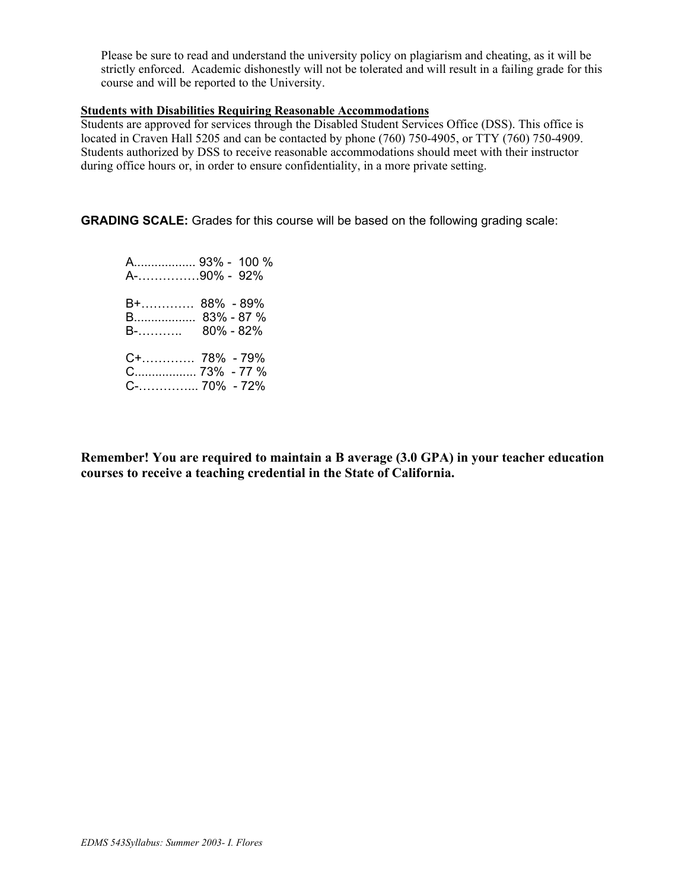Please be sure to read and understand the university policy on plagiarism and cheating, as it will be strictly enforced. Academic dishonestly will not be tolerated and will result in a failing grade for this course and will be reported to the University.

**Students with Disabilities Requiring Reasonable Accommodations**

Students are approved for services through the Disabled Student Services Office (DSS). This office is located in Craven Hall 5205 and can be contacted by phone (760) 750-4905, or TTY (760) 750-4909. Students authorized by DSS to receive reasonable accommodations should meet with their instructor during office hours or, in order to ensure confidentiality, in a more private setting.

**GRADING SCALE:** Grades for this course will be based on the following grading scale:

A.................. 93% - 100 %
A-……………90% - 92%

B+………… 88% - 89%
B.................. 83% - 87 %
B-……….. 80% - 82%

C+………… 78% - 79%
C.................. 73% - 77 %
C-…………... 70% - 72%

**Remember! You are required to maintain a B average (3.0 GPA) in your teacher education courses to receive a teaching credential in the State of California.**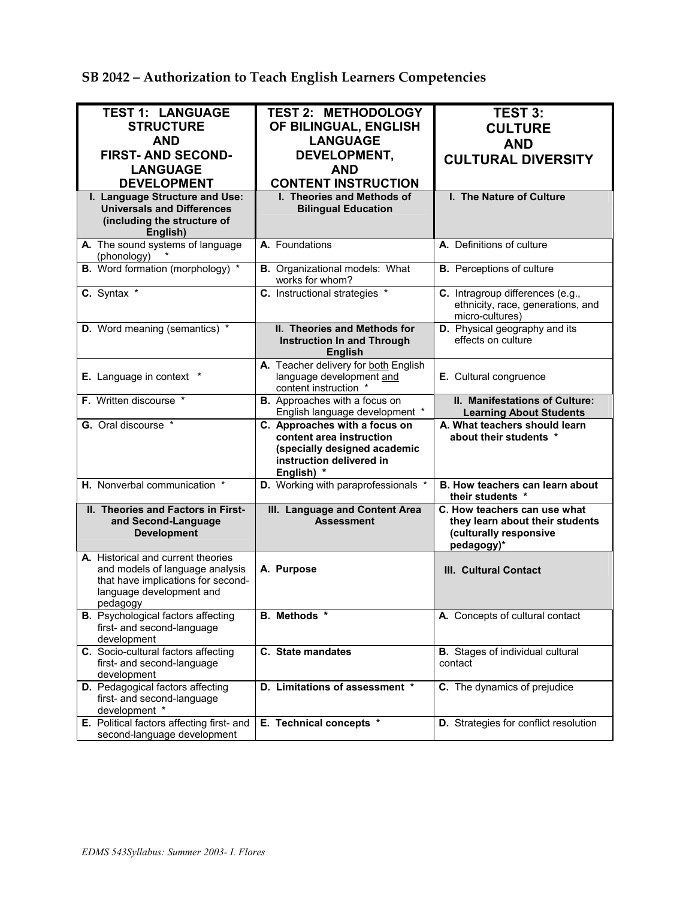## SB 2042 – Authorization to Teach English Learners Competencies

| TEST 1: LANGUAGE STRUCTURE AND FIRST- AND SECOND-LANGUAGE DEVELOPMENT | TEST 2: METHODOLOGY OF BILINGUAL, ENGLISH LANGUAGE DEVELOPMENT, AND CONTENT INSTRUCTION | TEST 3: CULTURE AND CULTURAL DIVERSITY |
|---|---|---|
| **I. Language Structure and Use: Universals and Differences (including the structure of English)** | **I. Theories and Methods of Bilingual Education** | **I. The Nature of Culture** |
| **A.** The sound systems of language (phonology) * | **A.** Foundations | **A.** Definitions of culture |
| **B.** Word formation (morphology) * | **B.** Organizational models: What works for whom? | **B.** Perceptions of culture |
| **C.** Syntax * | **C.** Instructional strategies * | **C.** Intragroup differences (e.g., ethnicity, race, generations, and micro-cultures) |
| **D.** Word meaning (semantics) * | **II. Theories and Methods for Instruction In and Through English** | **D.** Physical geography and its effects on culture |
| **E.** Language in context * | **A.** Teacher delivery for both English language development and content instruction * | **E.** Cultural congruence |
| **F.** Written discourse * | **B.** Approaches with a focus on English language development * | **II. Manifestations of Culture: Learning About Students** |
| **G.** Oral discourse * | **C. Approaches with a focus on content area instruction (specially designed academic instruction delivered in English) *** | **A. What teachers should learn about their students *** |
| **H.** Nonverbal communication * | **D.** Working with paraprofessionals * | **B. How teachers can learn about their students *** |
| **II. Theories and Factors in First- and Second-Language Development** | **III. Language and Content Area Assessment** | **C. How teachers can use what they learn about their students (culturally responsive pedagogy)*** |
| **A.** Historical and current theories and models of language analysis that have implications for second-language development and pedagogy | **A. Purpose** | **III. Cultural Contact** |
| **B.** Psychological factors affecting first- and second-language development | **B. Methods *** | **A.** Concepts of cultural contact |
| **C.** Socio-cultural factors affecting first- and second-language development | **C. State mandates** | **B.** Stages of individual cultural contact |
| **D.** Pedagogical factors affecting first- and second-language development * | **D. Limitations of assessment *** | **C.** The dynamics of prejudice |
| **E.** Political factors affecting first- and second-language development | **E. Technical concepts *** | **D.** Strategies for conflict resolution |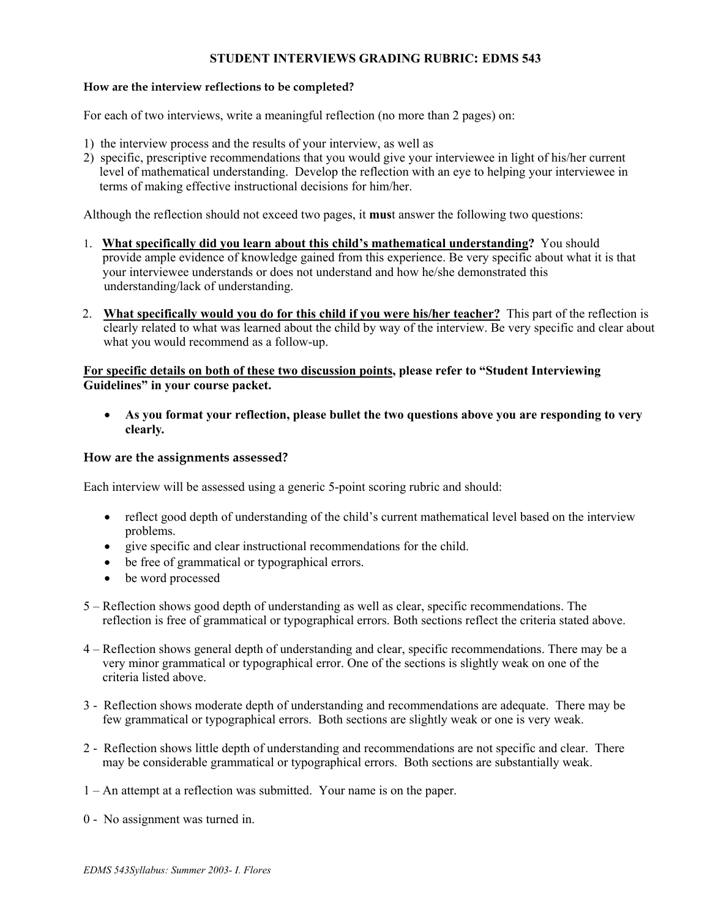# STUDENT INTERVIEWS GRADING RUBRIC: EDMS 543

**How are the interview reflections to be completed?**

For each of two interviews, write a meaningful reflection (no more than 2 pages) on:

1) the interview process and the results of your interview, as well as
2) specific, prescriptive recommendations that you would give your interviewee in light of his/her current level of mathematical understanding. Develop the reflection with an eye to helping your interviewee in terms of making effective instructional decisions for him/her.

Although the reflection should not exceed two pages, it **mus**t answer the following two questions:

1. **What specifically did you learn about this child's mathematical understanding?** You should provide ample evidence of knowledge gained from this experience. Be very specific about what it is that your interviewee understands or does not understand and how he/she demonstrated this understanding/lack of understanding.

2. **What specifically would you do for this child if you were his/her teacher?** This part of the reflection is clearly related to what was learned about the child by way of the interview. Be very specific and clear about what you would recommend as a follow-up.

**For specific details on both of these two discussion points, please refer to "Student Interviewing Guidelines" in your course packet.**

- **As you format your reflection, please bullet the two questions above you are responding to very clearly.**

## How are the assignments assessed?

Each interview will be assessed using a generic 5-point scoring rubric and should:

- reflect good depth of understanding of the child's current mathematical level based on the interview problems.
- give specific and clear instructional recommendations for the child.
- be free of grammatical or typographical errors.
- be word processed

5 – Reflection shows good depth of understanding as well as clear, specific recommendations. The reflection is free of grammatical or typographical errors. Both sections reflect the criteria stated above.

4 – Reflection shows general depth of understanding and clear, specific recommendations. There may be a very minor grammatical or typographical error. One of the sections is slightly weak on one of the criteria listed above.

3 - Reflection shows moderate depth of understanding and recommendations are adequate. There may be few grammatical or typographical errors. Both sections are slightly weak or one is very weak.

2 - Reflection shows little depth of understanding and recommendations are not specific and clear. There may be considerable grammatical or typographical errors. Both sections are substantially weak.

1 – An attempt at a reflection was submitted. Your name is on the paper.

0 - No assignment was turned in.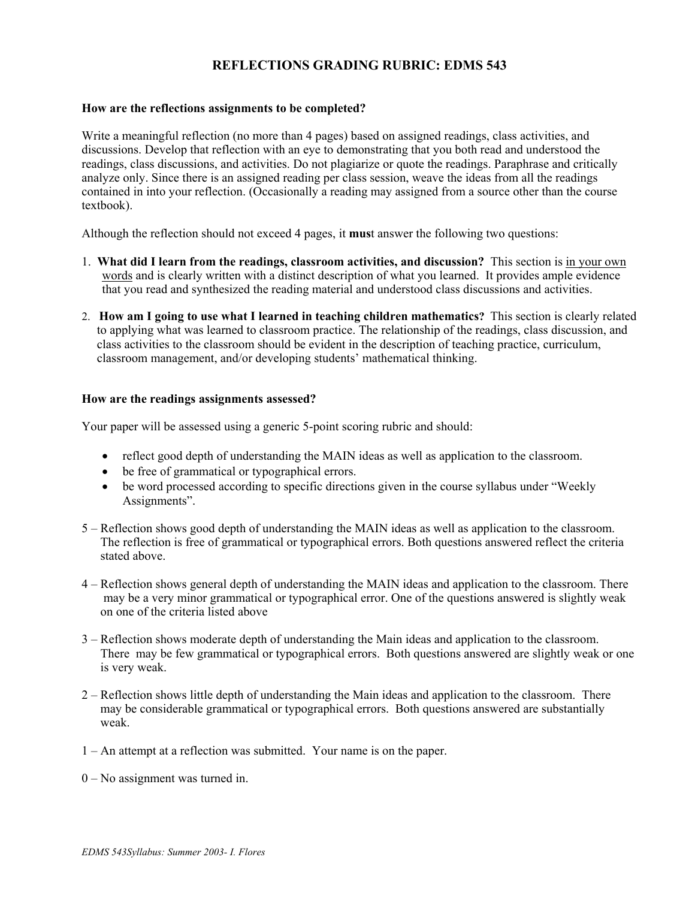# REFLECTIONS GRADING RUBRIC: EDMS 543

**How are the reflections assignments to be completed?**

Write a meaningful reflection (no more than 4 pages) based on assigned readings, class activities, and discussions. Develop that reflection with an eye to demonstrating that you both read and understood the readings, class discussions, and activities. Do not plagiarize or quote the readings. Paraphrase and critically analyze only. Since there is an assigned reading per class session, weave the ideas from all the readings contained in into your reflection. (Occasionally a reading may assigned from a source other than the course textbook).

Although the reflection should not exceed 4 pages, it **mus**t answer the following two questions:

1. **What did I learn from the readings, classroom activities, and discussion?** This section is <u>in your own words</u> and is clearly written with a distinct description of what you learned. It provides ample evidence that you read and synthesized the reading material and understood class discussions and activities.

2. **How am I going to use what I learned in teaching children mathematics?** This section is clearly related to applying what was learned to classroom practice. The relationship of the readings, class discussion, and class activities to the classroom should be evident in the description of teaching practice, curriculum, classroom management, and/or developing students' mathematical thinking.

**How are the readings assignments assessed?**

Your paper will be assessed using a generic 5-point scoring rubric and should:

- reflect good depth of understanding the MAIN ideas as well as application to the classroom.
- be free of grammatical or typographical errors.
- be word processed according to specific directions given in the course syllabus under "Weekly Assignments".

5 – Reflection shows good depth of understanding the MAIN ideas as well as application to the classroom. The reflection is free of grammatical or typographical errors. Both questions answered reflect the criteria stated above.

4 – Reflection shows general depth of understanding the MAIN ideas and application to the classroom. There may be a very minor grammatical or typographical error. One of the questions answered is slightly weak on one of the criteria listed above

3 – Reflection shows moderate depth of understanding the Main ideas and application to the classroom. There may be few grammatical or typographical errors. Both questions answered are slightly weak or one is very weak.

2 – Reflection shows little depth of understanding the Main ideas and application to the classroom. There may be considerable grammatical or typographical errors. Both questions answered are substantially weak.

1 – An attempt at a reflection was submitted. Your name is on the paper.

0 – No assignment was turned in.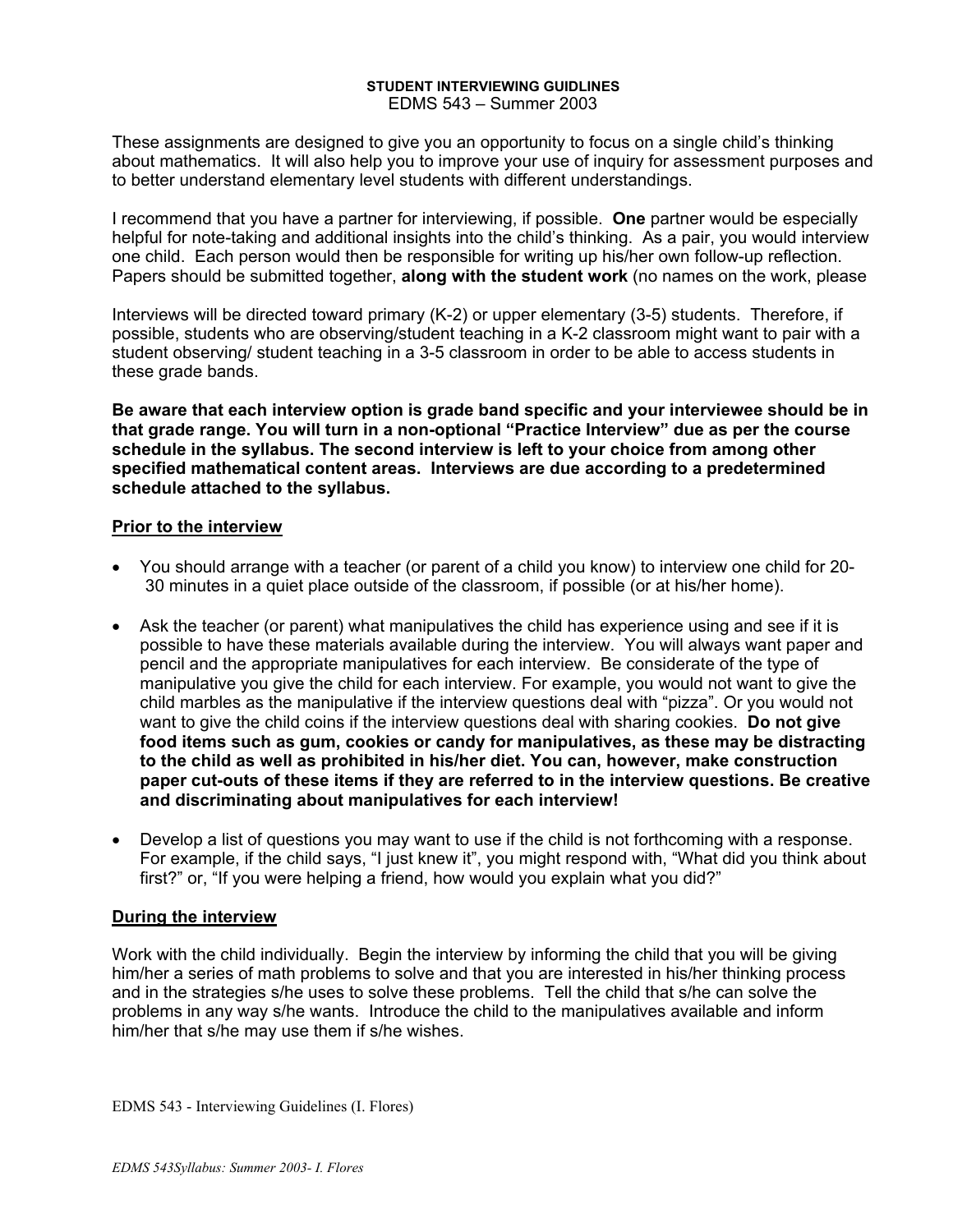**STUDENT INTERVIEWING GUIDLINES**
EDMS 543 – Summer 2003

These assignments are designed to give you an opportunity to focus on a single child's thinking about mathematics. It will also help you to improve your use of inquiry for assessment purposes and to better understand elementary level students with different understandings.

I recommend that you have a partner for interviewing, if possible. **One** partner would be especially helpful for note-taking and additional insights into the child's thinking. As a pair, you would interview one child. Each person would then be responsible for writing up his/her own follow-up reflection. Papers should be submitted together, **along with the student work** (no names on the work, please

Interviews will be directed toward primary (K-2) or upper elementary (3-5) students. Therefore, if possible, students who are observing/student teaching in a K-2 classroom might want to pair with a student observing/ student teaching in a 3-5 classroom in order to be able to access students in these grade bands.

**Be aware that each interview option is grade band specific and your interviewee should be in that grade range. You will turn in a non-optional "Practice Interview" due as per the course schedule in the syllabus. The second interview is left to your choice from among other specified mathematical content areas. Interviews are due according to a predetermined schedule attached to the syllabus.**

## Prior to the interview

- You should arrange with a teacher (or parent of a child you know) to interview one child for 20-30 minutes in a quiet place outside of the classroom, if possible (or at his/her home).
- Ask the teacher (or parent) what manipulatives the child has experience using and see if it is possible to have these materials available during the interview. You will always want paper and pencil and the appropriate manipulatives for each interview. Be considerate of the type of manipulative you give the child for each interview. For example, you would not want to give the child marbles as the manipulative if the interview questions deal with "pizza". Or you would not want to give the child coins if the interview questions deal with sharing cookies. **Do not give food items such as gum, cookies or candy for manipulatives, as these may be distracting to the child as well as prohibited in his/her diet. You can, however, make construction paper cut-outs of these items if they are referred to in the interview questions. Be creative and discriminating about manipulatives for each interview!**
- Develop a list of questions you may want to use if the child is not forthcoming with a response. For example, if the child says, "I just knew it", you might respond with, "What did you think about first?" or, "If you were helping a friend, how would you explain what you did?"

## During the interview

Work with the child individually. Begin the interview by informing the child that you will be giving him/her a series of math problems to solve and that you are interested in his/her thinking process and in the strategies s/he uses to solve these problems. Tell the child that s/he can solve the problems in any way s/he wants. Introduce the child to the manipulatives available and inform him/her that s/he may use them if s/he wishes.

EDMS 543 - Interviewing Guidelines (I. Flores)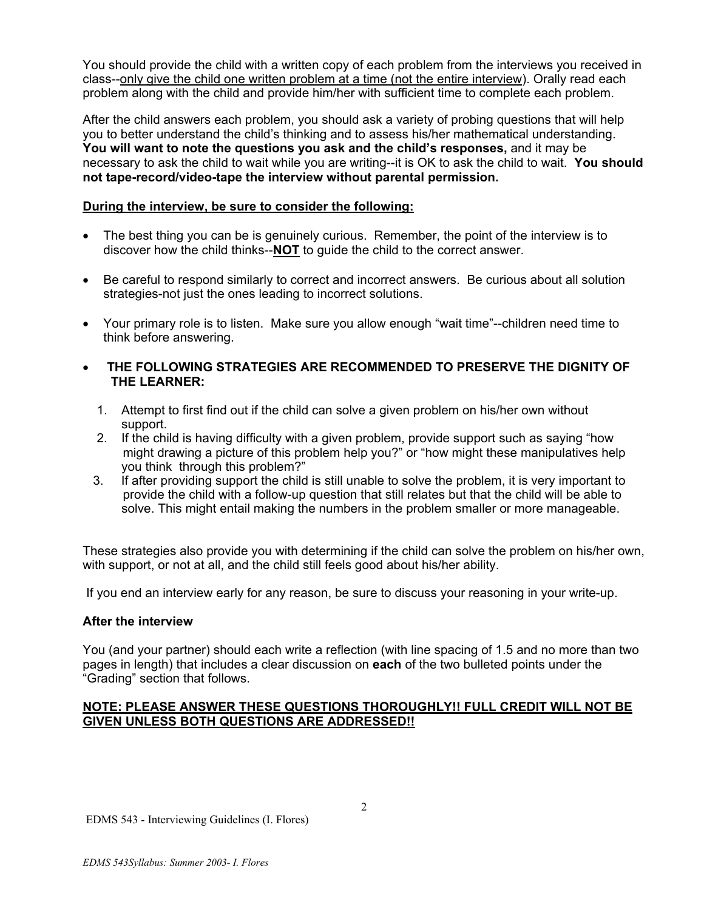You should provide the child with a written copy of each problem from the interviews you received in class--<u>only give the child one written problem at a time (not the entire interview)</u>. Orally read each problem along with the child and provide him/her with sufficient time to complete each problem.

After the child answers each problem, you should ask a variety of probing questions that will help you to better understand the child's thinking and to assess his/her mathematical understanding. **You will want to note the questions you ask and the child's responses,** and it may be necessary to ask the child to wait while you are writing--it is OK to ask the child to wait. **You should not tape-record/video-tape the interview without parental permission.**

**<u>During the interview, be sure to consider the following:</u>**

- The best thing you can be is genuinely curious. Remember, the point of the interview is to discover how the child thinks--**<u>NOT</u>** to guide the child to the correct answer.
- Be careful to respond similarly to correct and incorrect answers. Be curious about all solution strategies-not just the ones leading to incorrect solutions.
- Your primary role is to listen. Make sure you allow enough "wait time"--children need time to think before answering.
- **THE FOLLOWING STRATEGIES ARE RECOMMENDED TO PRESERVE THE DIGNITY OF THE LEARNER:**
  1. Attempt to first find out if the child can solve a given problem on his/her own without support.
  2. If the child is having difficulty with a given problem, provide support such as saying "how might drawing a picture of this problem help you?" or "how might these manipulatives help you think through this problem?"
  3. If after providing support the child is still unable to solve the problem, it is very important to provide the child with a follow-up question that still relates but that the child will be able to solve. This might entail making the numbers in the problem smaller or more manageable.

These strategies also provide you with determining if the child can solve the problem on his/her own, with support, or not at all, and the child still feels good about his/her ability.

If you end an interview early for any reason, be sure to discuss your reasoning in your write-up.

**After the interview**

You (and your partner) should each write a reflection (with line spacing of 1.5 and no more than two pages in length) that includes a clear discussion on **each** of the two bulleted points under the "Grading" section that follows.

**<u>NOTE: PLEASE ANSWER THESE QUESTIONS THOROUGHLY!! FULL CREDIT WILL NOT BE GIVEN UNLESS BOTH QUESTIONS ARE ADDRESSED!!</u>**

EDMS 543 - Interviewing Guidelines (I. Flores)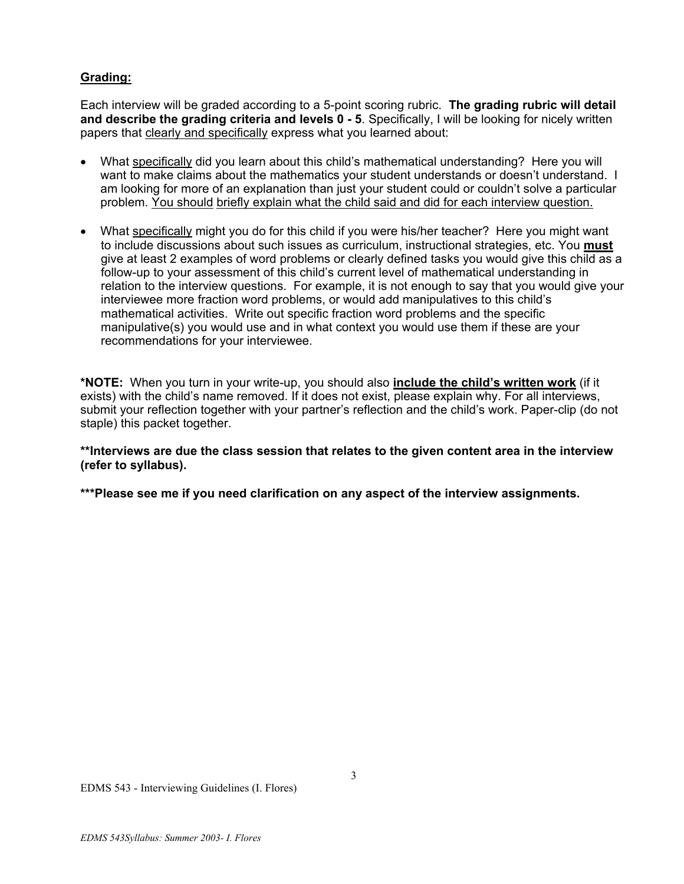**Grading:**

Each interview will be graded according to a 5-point scoring rubric. **The grading rubric will detail and describe the grading criteria and levels 0 - 5**. Specifically, I will be looking for nicely written papers that clearly and specifically express what you learned about:

- What specifically did you learn about this child's mathematical understanding? Here you will want to make claims about the mathematics your student understands or doesn't understand. I am looking for more of an explanation than just your student could or couldn't solve a particular problem. You should briefly explain what the child said and did for each interview question.
- What specifically might you do for this child if you were his/her teacher? Here you might want to include discussions about such issues as curriculum, instructional strategies, etc. You **must** give at least 2 examples of word problems or clearly defined tasks you would give this child as a follow-up to your assessment of this child's current level of mathematical understanding in relation to the interview questions. For example, it is not enough to say that you would give your interviewee more fraction word problems, or would add manipulatives to this child's mathematical activities. Write out specific fraction word problems and the specific manipulative(s) you would use and in what context you would use them if these are your recommendations for your interviewee.

**\*NOTE:** When you turn in your write-up, you should also **include the child's written work** (if it exists) with the child's name removed. If it does not exist, please explain why. For all interviews, submit your reflection together with your partner's reflection and the child's work. Paper-clip (do not staple) this packet together.

**\*\*Interviews are due the class session that relates to the given content area in the interview (refer to syllabus).**

**\*\*\*Please see me if you need clarification on any aspect of the interview assignments.**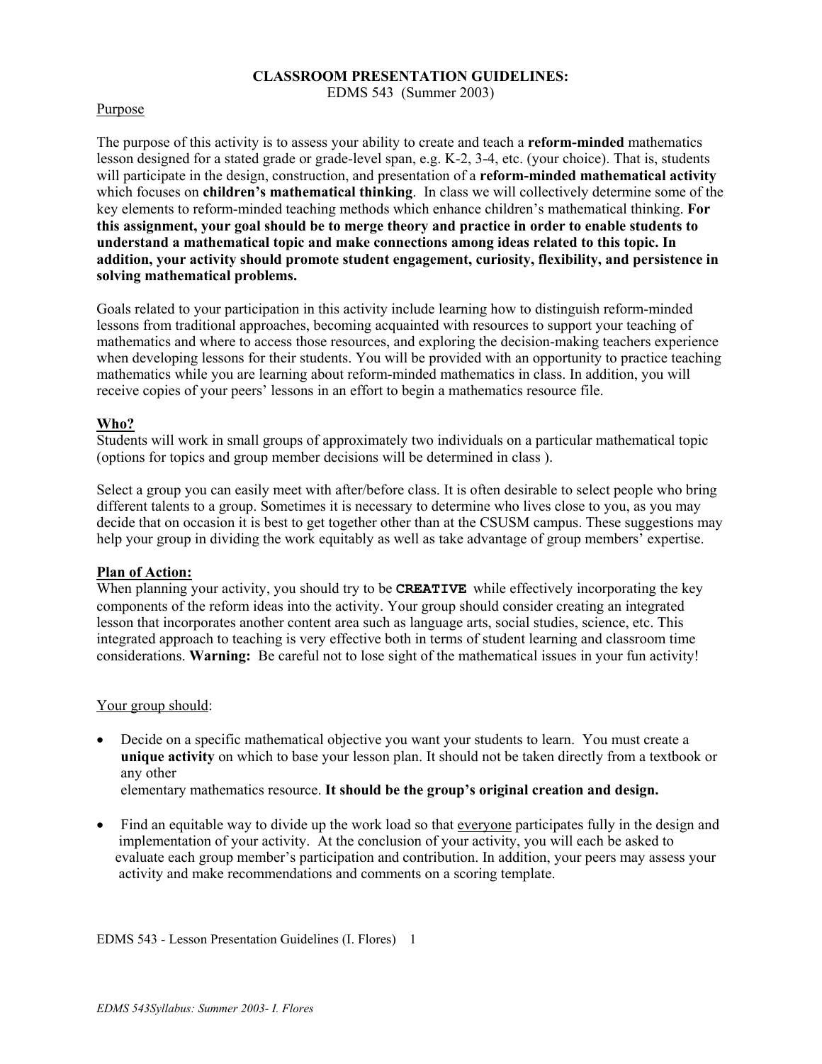**CLASSROOM PRESENTATION GUIDELINES:**
EDMS 543 (Summer 2003)

Purpose

The purpose of this activity is to assess your ability to create and teach a **reform-minded** mathematics lesson designed for a stated grade or grade-level span, e.g. K-2, 3-4, etc. (your choice). That is, students will participate in the design, construction, and presentation of a **reform-minded mathematical activity** which focuses on **children's mathematical thinking**. In class we will collectively determine some of the key elements to reform-minded teaching methods which enhance children's mathematical thinking. **For this assignment, your goal should be to merge theory and practice in order to enable students to understand a mathematical topic and make connections among ideas related to this topic. In addition, your activity should promote student engagement, curiosity, flexibility, and persistence in solving mathematical problems.**

Goals related to your participation in this activity include learning how to distinguish reform-minded lessons from traditional approaches, becoming acquainted with resources to support your teaching of mathematics and where to access those resources, and exploring the decision-making teachers experience when developing lessons for their students. You will be provided with an opportunity to practice teaching mathematics while you are learning about reform-minded mathematics in class. In addition, you will receive copies of your peers' lessons in an effort to begin a mathematics resource file.

**Who?**

Students will work in small groups of approximately two individuals on a particular mathematical topic (options for topics and group member decisions will be determined in class ).

Select a group you can easily meet with after/before class. It is often desirable to select people who bring different talents to a group. Sometimes it is necessary to determine who lives close to you, as you may decide that on occasion it is best to get together other than at the CSUSM campus. These suggestions may help your group in dividing the work equitably as well as take advantage of group members' expertise.

**Plan of Action:**

When planning your activity, you should try to be **CREATIVE** while effectively incorporating the key components of the reform ideas into the activity. Your group should consider creating an integrated lesson that incorporates another content area such as language arts, social studies, science, etc. This integrated approach to teaching is very effective both in terms of student learning and classroom time considerations. **Warning:** Be careful not to lose sight of the mathematical issues in your fun activity!

Your group should:

- Decide on a specific mathematical objective you want your students to learn. You must create a **unique activity** on which to base your lesson plan. It should not be taken directly from a textbook or any other elementary mathematics resource. **It should be the group's original creation and design.**
- Find an equitable way to divide up the work load so that everyone participates fully in the design and implementation of your activity. At the conclusion of your activity, you will each be asked to evaluate each group member's participation and contribution. In addition, your peers may assess your activity and make recommendations and comments on a scoring template.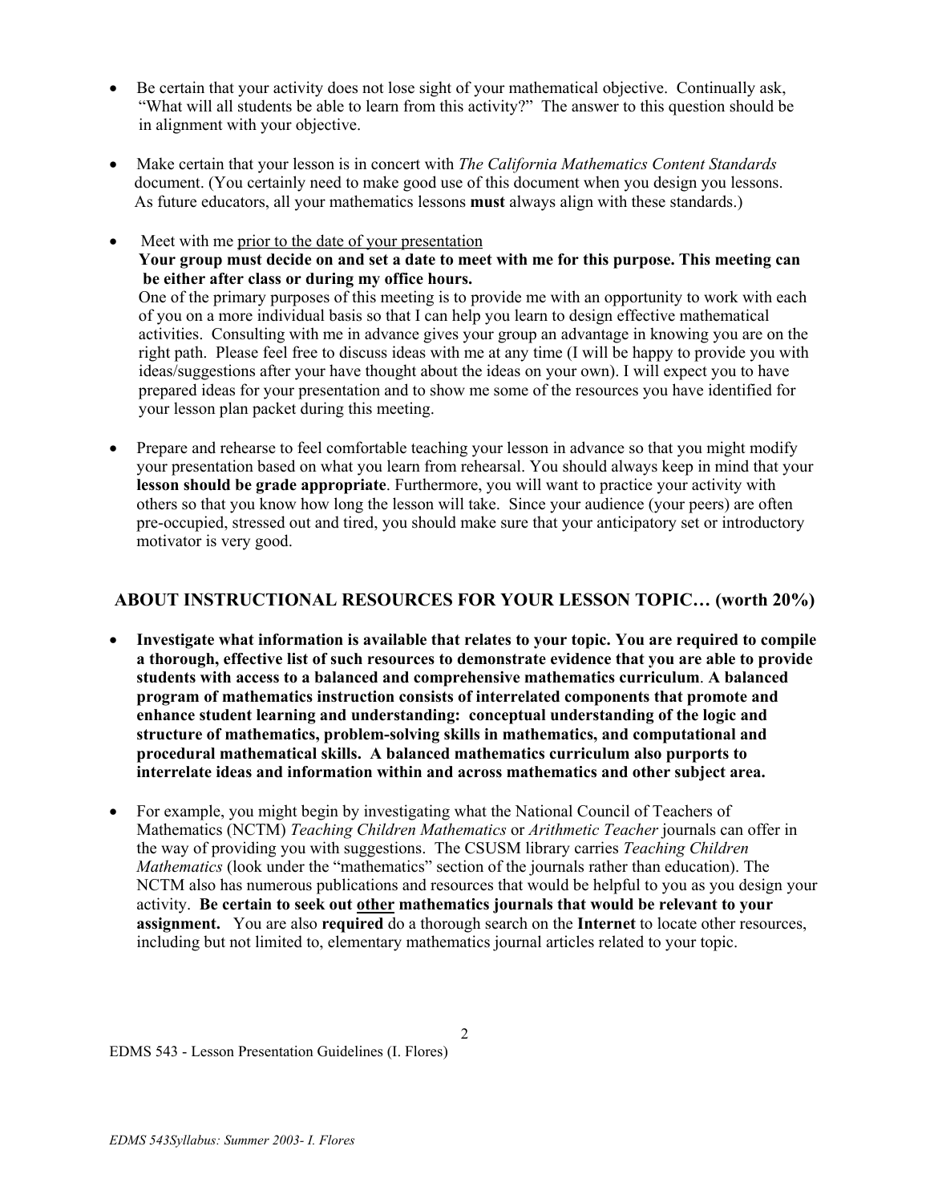- Be certain that your activity does not lose sight of your mathematical objective. Continually ask, "What will all students be able to learn from this activity?" The answer to this question should be in alignment with your objective.

- Make certain that your lesson is in concert with *The California Mathematics Content Standards* document. (You certainly need to make good use of this document when you design you lessons. As future educators, all your mathematics lessons **must** always align with these standards.)

- Meet with me <u>prior to the date of your presentation</u>
  **Your group must decide on and set a date to meet with me for this purpose. This meeting can be either after class or during my office hours.**
  One of the primary purposes of this meeting is to provide me with an opportunity to work with each of you on a more individual basis so that I can help you learn to design effective mathematical activities. Consulting with me in advance gives your group an advantage in knowing you are on the right path. Please feel free to discuss ideas with me at any time (I will be happy to provide you with ideas/suggestions after your have thought about the ideas on your own). I will expect you to have prepared ideas for your presentation and to show me some of the resources you have identified for your lesson plan packet during this meeting.

- Prepare and rehearse to feel comfortable teaching your lesson in advance so that you might modify your presentation based on what you learn from rehearsal. You should always keep in mind that your **lesson should be grade appropriate**. Furthermore, you will want to practice your activity with others so that you know how long the lesson will take. Since your audience (your peers) are often pre-occupied, stressed out and tired, you should make sure that your anticipatory set or introductory motivator is very good.

## ABOUT INSTRUCTIONAL RESOURCES FOR YOUR LESSON TOPIC… (worth 20%)

- **Investigate what information is available that relates to your topic. You are required to compile a thorough, effective list of such resources to demonstrate evidence that you are able to provide students with access to a balanced and comprehensive mathematics curriculum. A balanced program of mathematics instruction consists of interrelated components that promote and enhance student learning and understanding: conceptual understanding of the logic and structure of mathematics, problem-solving skills in mathematics, and computational and procedural mathematical skills. A balanced mathematics curriculum also purports to interrelate ideas and information within and across mathematics and other subject area.**

- For example, you might begin by investigating what the National Council of Teachers of Mathematics (NCTM) *Teaching Children Mathematics* or *Arithmetic Teacher* journals can offer in the way of providing you with suggestions. The CSUSM library carries *Teaching Children Mathematics* (look under the "mathematics" section of the journals rather than education). The NCTM also has numerous publications and resources that would be helpful to you as you design your activity. **Be certain to seek out <u>other</u> mathematics journals that would be relevant to your assignment.** You are also **required** do a thorough search on the **Internet** to locate other resources, including but not limited to, elementary mathematics journal articles related to your topic.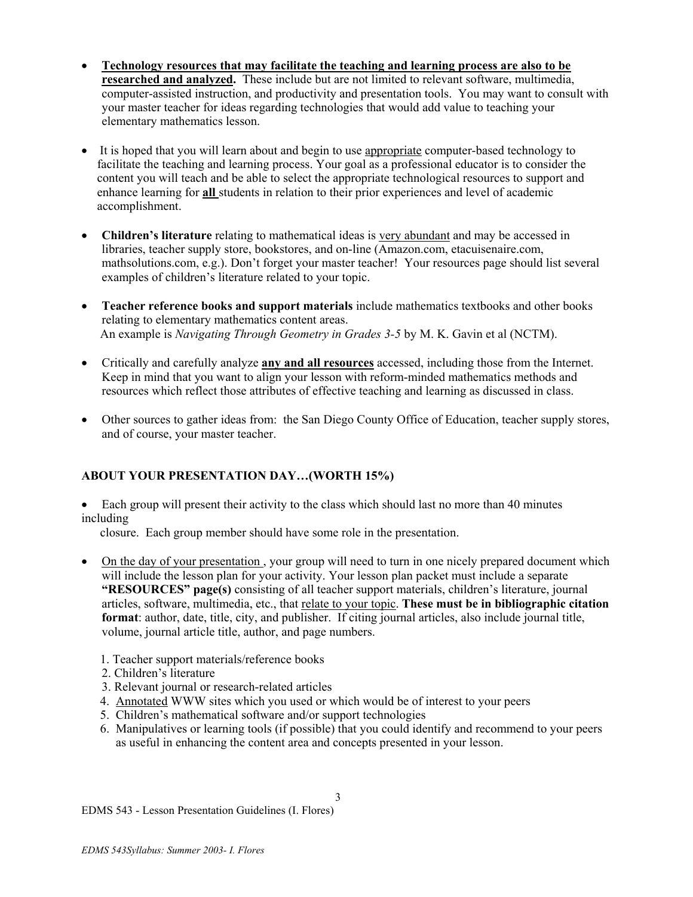- **Technology resources that may facilitate the teaching and learning process are also to be researched and analyzed.** These include but are not limited to relevant software, multimedia, computer-assisted instruction, and productivity and presentation tools. You may want to consult with your master teacher for ideas regarding technologies that would add value to teaching your elementary mathematics lesson.

- It is hoped that you will learn about and begin to use appropriate computer-based technology to facilitate the teaching and learning process. Your goal as a professional educator is to consider the content you will teach and be able to select the appropriate technological resources to support and enhance learning for **all** students in relation to their prior experiences and level of academic accomplishment.

- **Children's literature** relating to mathematical ideas is very abundant and may be accessed in libraries, teacher supply store, bookstores, and on-line (Amazon.com, etacuisenaire.com, mathsolutions.com, e.g.). Don't forget your master teacher! Your resources page should list several examples of children's literature related to your topic.

- **Teacher reference books and support materials** include mathematics textbooks and other books relating to elementary mathematics content areas.
  An example is *Navigating Through Geometry in Grades 3-5* by M. K. Gavin et al (NCTM).

- Critically and carefully analyze **any and all resources** accessed, including those from the Internet. Keep in mind that you want to align your lesson with reform-minded mathematics methods and resources which reflect those attributes of effective teaching and learning as discussed in class.

- Other sources to gather ideas from: the San Diego County Office of Education, teacher supply stores, and of course, your master teacher.

## ABOUT YOUR PRESENTATION DAY…(WORTH 15%)

- Each group will present their activity to the class which should last no more than 40 minutes including closure. Each group member should have some role in the presentation.

- On the day of your presentation, your group will need to turn in one nicely prepared document which will include the lesson plan for your activity. Your lesson plan packet must include a separate **"RESOURCES" page(s)** consisting of all teacher support materials, children's literature, journal articles, software, multimedia, etc., that relate to your topic. **These must be in bibliographic citation format**: author, date, title, city, and publisher. If citing journal articles, also include journal title, volume, journal article title, author, and page numbers.

  1. Teacher support materials/reference books
  2. Children's literature
  3. Relevant journal or research-related articles
  4. Annotated WWW sites which you used or which would be of interest to your peers
  5. Children's mathematical software and/or support technologies
  6. Manipulatives or learning tools (if possible) that you could identify and recommend to your peers as useful in enhancing the content area and concepts presented in your lesson.

EDMS 543 - Lesson Presentation Guidelines (I. Flores)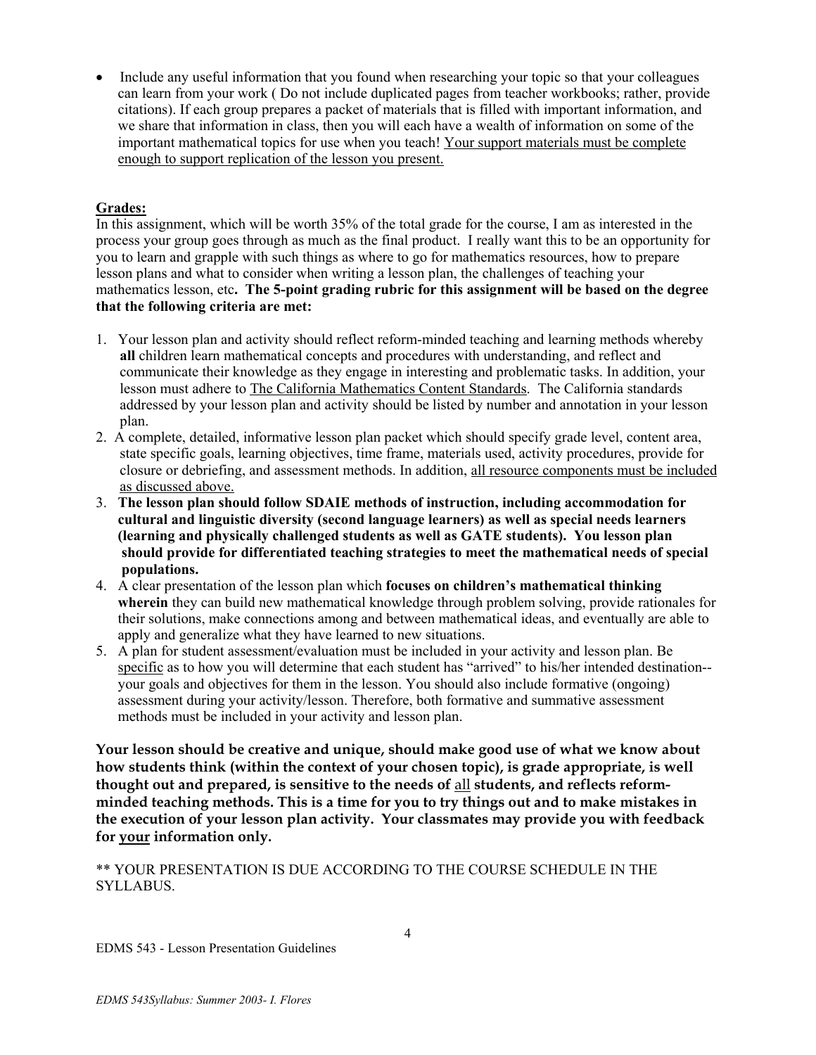- Include any useful information that you found when researching your topic so that your colleagues can learn from your work ( Do not include duplicated pages from teacher workbooks; rather, provide citations). If each group prepares a packet of materials that is filled with important information, and we share that information in class, then you will each have a wealth of information on some of the important mathematical topics for use when you teach! Your support materials must be complete enough to support replication of the lesson you present.

**Grades:**

In this assignment, which will be worth 35% of the total grade for the course, I am as interested in the process your group goes through as much as the final product. I really want this to be an opportunity for you to learn and grapple with such things as where to go for mathematics resources, how to prepare lesson plans and what to consider when writing a lesson plan, the challenges of teaching your mathematics lesson, etc**. The 5-point grading rubric for this assignment will be based on the degree that the following criteria are met:**

1. Your lesson plan and activity should reflect reform-minded teaching and learning methods whereby **all** children learn mathematical concepts and procedures with understanding, and reflect and communicate their knowledge as they engage in interesting and problematic tasks. In addition, your lesson must adhere to The California Mathematics Content Standards. The California standards addressed by your lesson plan and activity should be listed by number and annotation in your lesson plan.
2. A complete, detailed, informative lesson plan packet which should specify grade level, content area, state specific goals, learning objectives, time frame, materials used, activity procedures, provide for closure or debriefing, and assessment methods. In addition, all resource components must be included as discussed above.
3. **The lesson plan should follow SDAIE methods of instruction, including accommodation for cultural and linguistic diversity (second language learners) as well as special needs learners (learning and physically challenged students as well as GATE students). You lesson plan should provide for differentiated teaching strategies to meet the mathematical needs of special populations.**
4. A clear presentation of the lesson plan which **focuses on children's mathematical thinking wherein** they can build new mathematical knowledge through problem solving, provide rationales for their solutions, make connections among and between mathematical ideas, and eventually are able to apply and generalize what they have learned to new situations.
5. A plan for student assessment/evaluation must be included in your activity and lesson plan. Be specific as to how you will determine that each student has "arrived" to his/her intended destination--your goals and objectives for them in the lesson. You should also include formative (ongoing) assessment during your activity/lesson. Therefore, both formative and summative assessment methods must be included in your activity and lesson plan.

**Your lesson should be creative and unique, should make good use of what we know about how students think (within the context of your chosen topic), is grade appropriate, is well thought out and prepared, is sensitive to the needs of all students, and reflects reform-minded teaching methods. This is a time for you to try things out and to make mistakes in the execution of your lesson plan activity. Your classmates may provide you with feedback for your information only.**

** YOUR PRESENTATION IS DUE ACCORDING TO THE COURSE SCHEDULE IN THE SYLLABUS.

EDMS 543 - Lesson Presentation Guidelines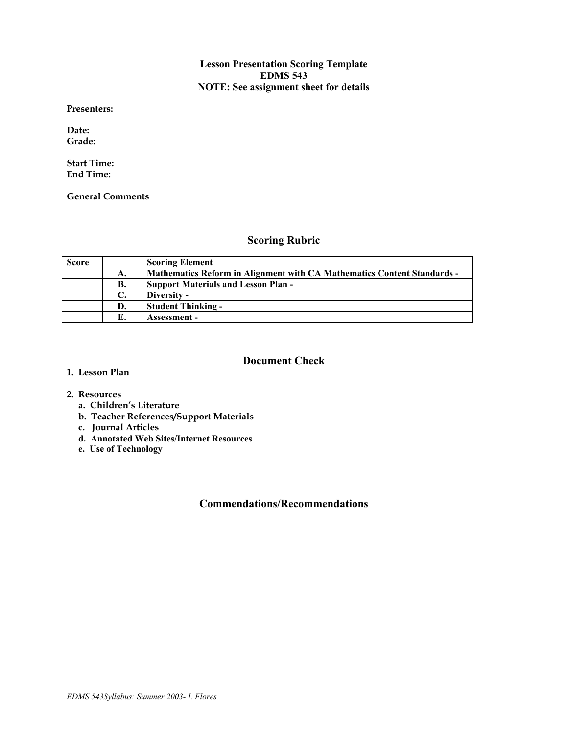**Lesson Presentation Scoring Template**
**EDMS 543**
**NOTE: See assignment sheet for details**

**Presenters:**

**Date:**
**Grade:**

**Start Time:**
**End Time:**

**General Comments**

## Scoring Rubric

| Score | | Scoring Element |
|---|---|---|
| | A. | Mathematics Reform in Alignment with CA Mathematics Content Standards - |
| | B. | Support Materials and Lesson Plan - |
| | C. | Diversity - |
| | D. | Student Thinking - |
| | E. | Assessment - |

## Document Check

1. **Lesson Plan**

2. **Resources**
   a. **Children's Literature**
   b. **Teacher References/Support Materials**
   c. **Journal Articles**
   d. **Annotated Web Sites/Internet Resources**
   e. **Use of Technology**

## Commendations/Recommendations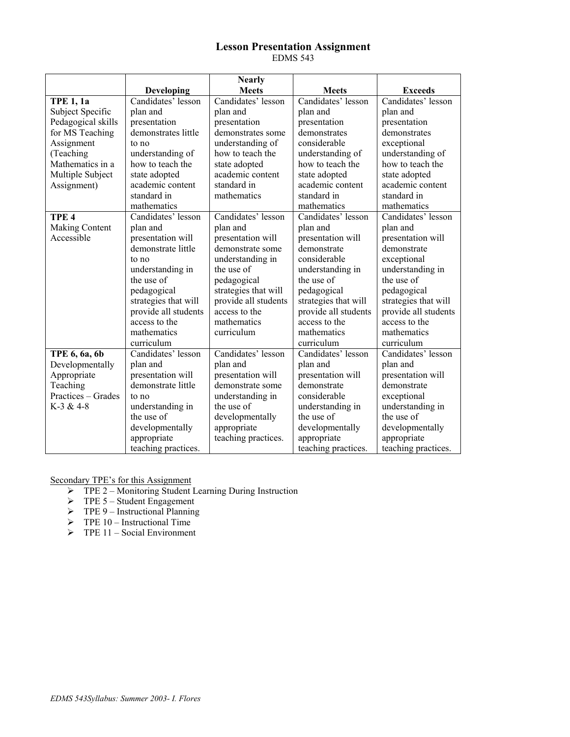# Lesson Presentation Assignment

EDMS 543

| | Developing | Nearly Meets | Meets | Exceeds |
|---|---|---|---|---|
| **TPE 1, 1a** Subject Specific Pedagogical skills for MS Teaching Assignment (Teaching Mathematics in a Multiple Subject Assignment) | Candidates' lesson plan and presentation demonstrates little to no understanding of how to teach the state adopted academic content standard in mathematics | Candidates' lesson plan and presentation demonstrates some understanding of how to teach the state adopted academic content standard in mathematics | Candidates' lesson plan and presentation demonstrates considerable understanding of how to teach the state adopted academic content standard in mathematics | Candidates' lesson plan and presentation demonstrates exceptional understanding of how to teach the state adopted academic content standard in mathematics |
| **TPE 4** Making Content Accessible | Candidates' lesson plan and presentation will demonstrate little to no understanding in the use of pedagogical strategies that will provide all students access to the mathematics curriculum | Candidates' lesson plan and presentation will demonstrate some understanding in the use of pedagogical strategies that will provide all students access to the mathematics curriculum | Candidates' lesson plan and presentation will demonstrate considerable understanding in the use of pedagogical strategies that will provide all students access to the mathematics curriculum | Candidates' lesson plan and presentation will demonstrate exceptional understanding in the use of pedagogical strategies that will provide all students access to the mathematics curriculum |
| **TPE 6, 6a, 6b** Developmentally Appropriate Teaching Practices – Grades K-3 & 4-8 | Candidates' lesson plan and presentation will demonstrate little to no understanding in the use of developmentally appropriate teaching practices. | Candidates' lesson plan and presentation will demonstrate some understanding in the use of developmentally appropriate teaching practices. | Candidates' lesson plan and presentation will demonstrate considerable understanding in the use of developmentally appropriate teaching practices. | Candidates' lesson plan and presentation will demonstrate exceptional understanding in the use of developmentally appropriate teaching practices. |

Secondary TPE's for this Assignment

- TPE 2 – Monitoring Student Learning During Instruction
- TPE 5 – Student Engagement
- TPE 9 – Instructional Planning
- TPE 10 – Instructional Time
- TPE 11 – Social Environment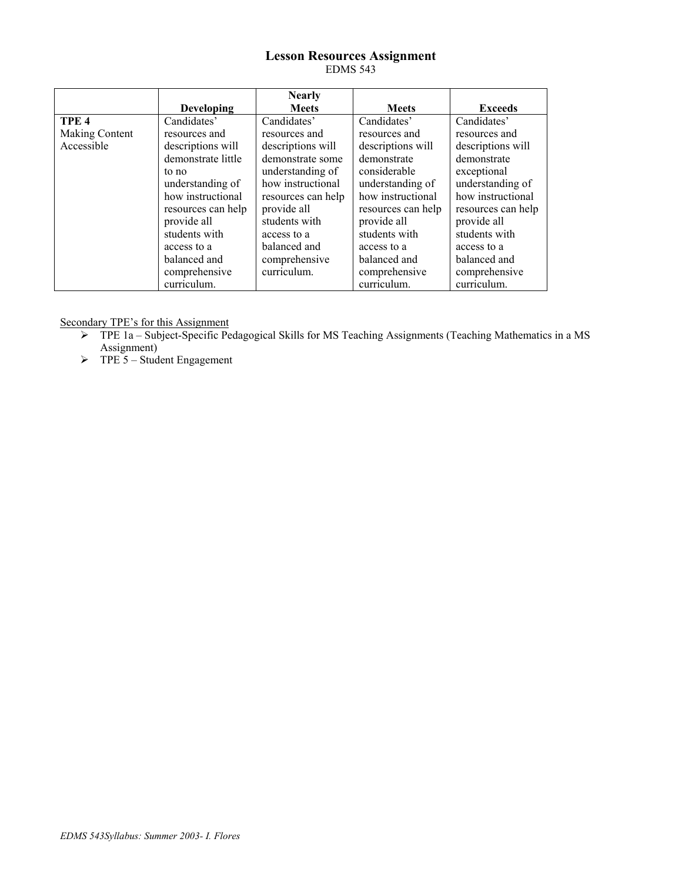## Lesson Resources Assignment

EDMS 543

| | Developing | Nearly Meets | Meets | Exceeds |
|---|---|---|---|---|
| **TPE 4** Making Content Accessible | Candidates' resources and descriptions will demonstrate little to no understanding of how instructional resources can help provide all students with access to a balanced and comprehensive curriculum. | Candidates' resources and descriptions will demonstrate some understanding of how instructional resources can help provide all students with access to a balanced and comprehensive curriculum. | Candidates' resources and descriptions will demonstrate considerable understanding of how instructional resources can help provide all students with access to a balanced and comprehensive curriculum. | Candidates' resources and descriptions will demonstrate exceptional understanding of how instructional resources can help provide all students with access to a balanced and comprehensive curriculum. |

<u>Secondary TPE's for this Assignment</u>

- TPE 1a – Subject-Specific Pedagogical Skills for MS Teaching Assignments (Teaching Mathematics in a MS Assignment)
- TPE 5 – Student Engagement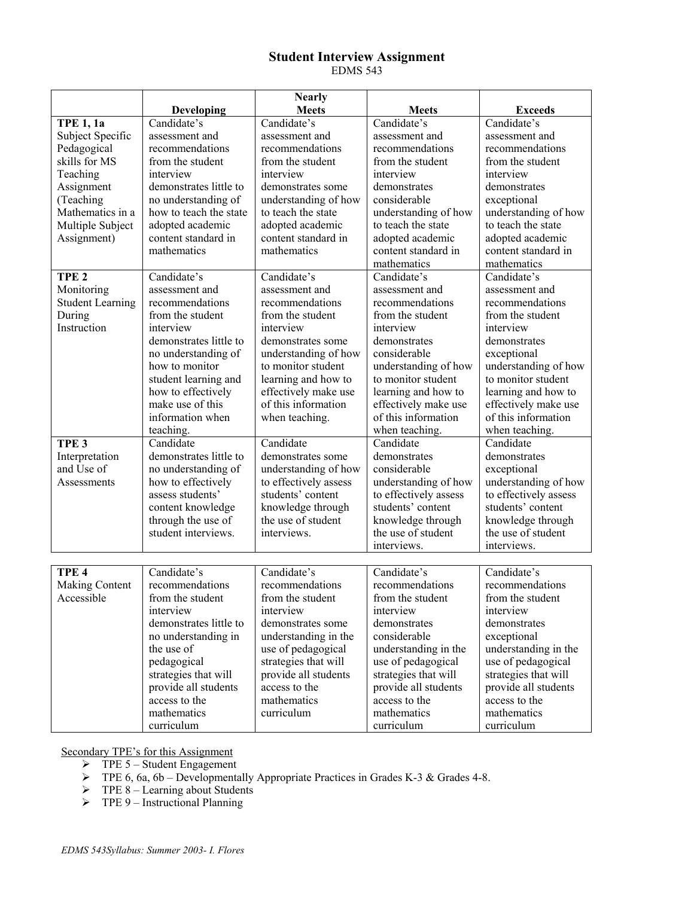# Student Interview Assignment

EDMS 543

| | Developing | Nearly Meets | Meets | Exceeds |
|---|---|---|---|---|
| **TPE 1, 1a** Subject Specific Pedagogical skills for MS Teaching Assignment (Teaching Mathematics in a Multiple Subject Assignment) | Candidate's assessment and recommendations from the student interview demonstrates little to no understanding of how to teach the state adopted academic content standard in mathematics | Candidate's assessment and recommendations from the student interview demonstrates some understanding of how to teach the state adopted academic content standard in mathematics | Candidate's assessment and recommendations from the student interview demonstrates considerable understanding of how to teach the state adopted academic content standard in mathematics | Candidate's assessment and recommendations from the student interview demonstrates exceptional understanding of how to teach the state adopted academic content standard in mathematics |
| **TPE 2** Monitoring Student Learning During Instruction | Candidate's assessment and recommendations from the student interview demonstrates little to no understanding of how to monitor student learning and how to effectively make use of this information when teaching. | Candidate's assessment and recommendations from the student interview demonstrates some understanding of how to monitor student learning and how to effectively make use of this information when teaching. | Candidate's assessment and recommendations from the student interview demonstrates considerable understanding of how to monitor student learning and how to effectively make use of this information when teaching. | Candidate's assessment and recommendations from the student interview demonstrates exceptional understanding of how to monitor student learning and how to effectively make use of this information when teaching. |
| **TPE 3** Interpretation and Use of Assessments | Candidate demonstrates little to no understanding of how to effectively assess students' content knowledge through the use of student interviews. | Candidate demonstrates some understanding of how to effectively assess students' content knowledge through the use of student interviews. | Candidate demonstrates considerable understanding of how to effectively assess students' content knowledge through the use of student interviews. | Candidate demonstrates exceptional understanding of how to effectively assess students' content knowledge through the use of student interviews. |
| **TPE 4** Making Content Accessible | Candidate's recommendations from the student interview demonstrates little to no understanding in the use of pedagogical strategies that will provide all students access to the mathematics curriculum | Candidate's recommendations from the student interview demonstrates some understanding in the use of pedagogical strategies that will provide all students access to the mathematics curriculum | Candidate's recommendations from the student interview demonstrates considerable understanding in the use of pedagogical strategies that will provide all students access to the mathematics curriculum | Candidate's recommendations from the student interview demonstrates exceptional understanding in the use of pedagogical strategies that will provide all students access to the mathematics curriculum |

Secondary TPE's for this Assignment

- TPE 5 – Student Engagement
- TPE 6, 6a, 6b – Developmentally Appropriate Practices in Grades K-3 & Grades 4-8.
- TPE 8 – Learning about Students
- TPE 9 – Instructional Planning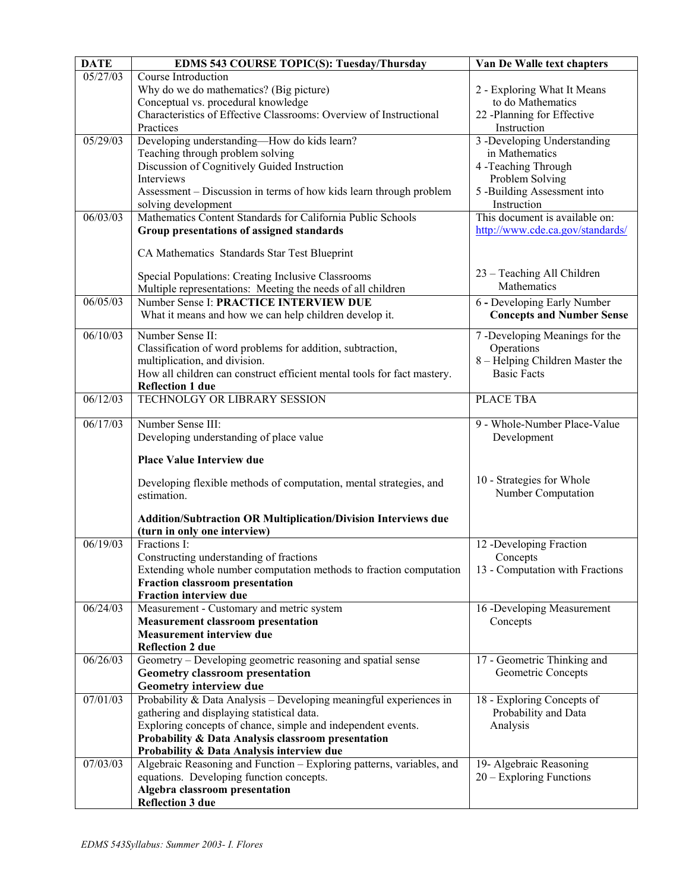| DATE | EDMS 543 COURSE TOPIC(S): Tuesday/Thursday | Van De Walle text chapters |
|---|---|---|
| 05/27/03 | Course Introduction<br>Why do we do mathematics? (Big picture)<br>Conceptual vs. procedural knowledge<br>Characteristics of Effective Classrooms: Overview of Instructional Practices | 2 - Exploring What It Means to do Mathematics<br>22 -Planning for Effective Instruction |
| 05/29/03 | Developing understanding—How do kids learn?<br>Teaching through problem solving<br>Discussion of Cognitively Guided Instruction<br>Interviews<br>Assessment – Discussion in terms of how kids learn through problem solving development | 3 -Developing Understanding in Mathematics<br>4 -Teaching Through Problem Solving<br>5 -Building Assessment into Instruction |
| 06/03/03 | Mathematics Content Standards for California Public Schools<br>**Group presentations of assigned standards**<br><br>CA Mathematics Standards Star Test Blueprint<br><br>Special Populations: Creating Inclusive Classrooms<br>Multiple representations: Meeting the needs of all children | This document is available on: http://www.cde.ca.gov/standards/<br><br>23 – Teaching All Children Mathematics |
| 06/05/03 | Number Sense I: **PRACTICE INTERVIEW DUE**<br>What it means and how we can help children develop it. | 6 **-** Developing Early Number **Concepts and Number Sense** |
| 06/10/03 | Number Sense II:<br>Classification of word problems for addition, subtraction, multiplication, and division.<br>How all children can construct efficient mental tools for fact mastery.<br>**Reflection 1 due** | 7 -Developing Meanings for the Operations<br>8 – Helping Children Master the Basic Facts |
| 06/12/03 | TECHNOLGY OR LIBRARY SESSION | PLACE TBA |
| 06/17/03 | Number Sense III:<br>Developing understanding of place value<br><br>**Place Value Interview due**<br><br>Developing flexible methods of computation, mental strategies, and estimation.<br><br>**Addition/Subtraction OR Multiplication/Division Interviews due (turn in only one interview)** | 9 - Whole-Number Place-Value Development<br><br>10 - Strategies for Whole Number Computation |
| 06/19/03 | Fractions I:<br>Constructing understanding of fractions<br>Extending whole number computation methods to fraction computation<br>**Fraction classroom presentation**<br>**Fraction interview due** | 12 -Developing Fraction Concepts<br>13 - Computation with Fractions |
| 06/24/03 | Measurement - Customary and metric system<br>**Measurement classroom presentation**<br>**Measurement interview due**<br>**Reflection 2 due** | 16 -Developing Measurement Concepts |
| 06/26/03 | Geometry – Developing geometric reasoning and spatial sense<br>**Geometry classroom presentation**<br>**Geometry interview due** | 17 - Geometric Thinking and Geometric Concepts |
| 07/01/03 | Probability & Data Analysis – Developing meaningful experiences in gathering and displaying statistical data.<br>Exploring concepts of chance, simple and independent events.<br>**Probability & Data Analysis classroom presentation**<br>**Probability & Data Analysis interview due** | 18 - Exploring Concepts of Probability and Data Analysis |
| 07/03/03 | Algebraic Reasoning and Function – Exploring patterns, variables, and equations. Developing function concepts.<br>**Algebra classroom presentation**<br>**Reflection 3 due** | 19- Algebraic Reasoning<br>20 – Exploring Functions |